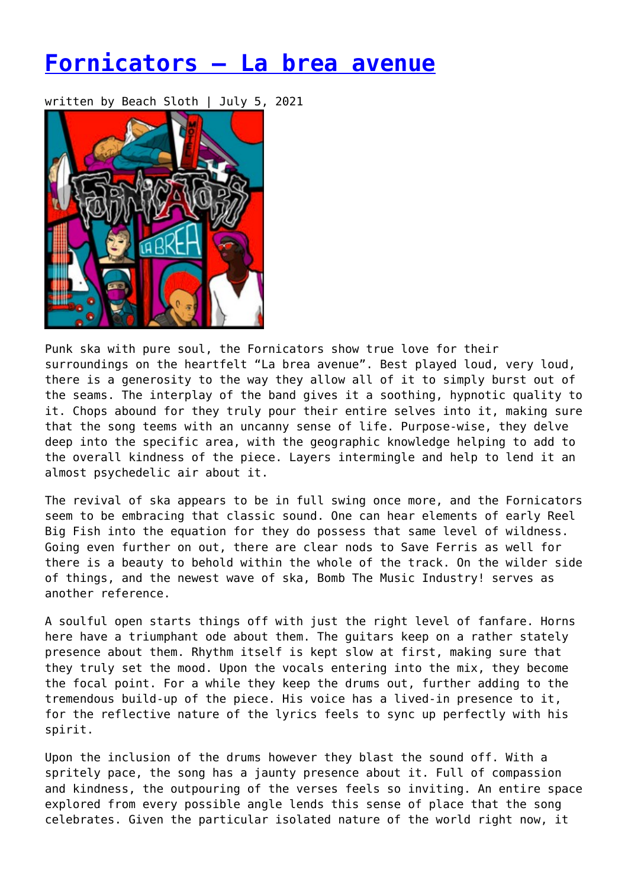# Fornicators – La brea avenue

written by Beach Sloth | July 5, 2021

Punk ska with pure soul, the Fornicators show true love for their surroundings on the heartfelt "La brea avenue". Best played loud, very loud, there is a generosity to the way they allow all of it to simply burst out of the seams. The interplay of the band gives it a soothing, hypnotic quality to it. Chops abound for they truly pour their entire selves into it, making sure that the song teems with an uncanny sense of life. Purpose-wise, they delve deep into the specific area, with the geographic knowledge helping to add to the overall kindness of the piece. Layers intermingle and help to lend it an almost psychedelic air about it.

The revival of ska appears to be in full swing once more, and the Fornicators seem to be embracing that classic sound. One can hear elements of early Reel Big Fish into the equation for they do possess that same level of wildness. Going even further on out, there are clear nods to Save Ferris as well for there is a beauty to behold within the whole of the track. On the wilder side of things, and the newest wave of ska, Bomb The Music Industry! serves as another reference.

A soulful open starts things off with just the right level of fanfare. Horns here have a triumphant ode about them. The guitars keep on a rather stately presence about them. Rhythm itself is kept slow at first, making sure that they truly set the mood. Upon the vocals entering into the mix, they become the focal point. For a while they keep the drums out, further adding to the tremendous build-up of the piece. His voice has a lived-in presence to it, for the reflective nature of the lyrics feels to sync up perfectly with his spirit.

Upon the inclusion of the drums however they blast the sound off. With a spritely pace, the song has a jaunty presence about it. Full of compassion and kindness, the outpouring of the verses feels so inviting. An entire space explored from every possible angle lends this sense of place that the song celebrates. Given the particular isolated nature of the world right now, it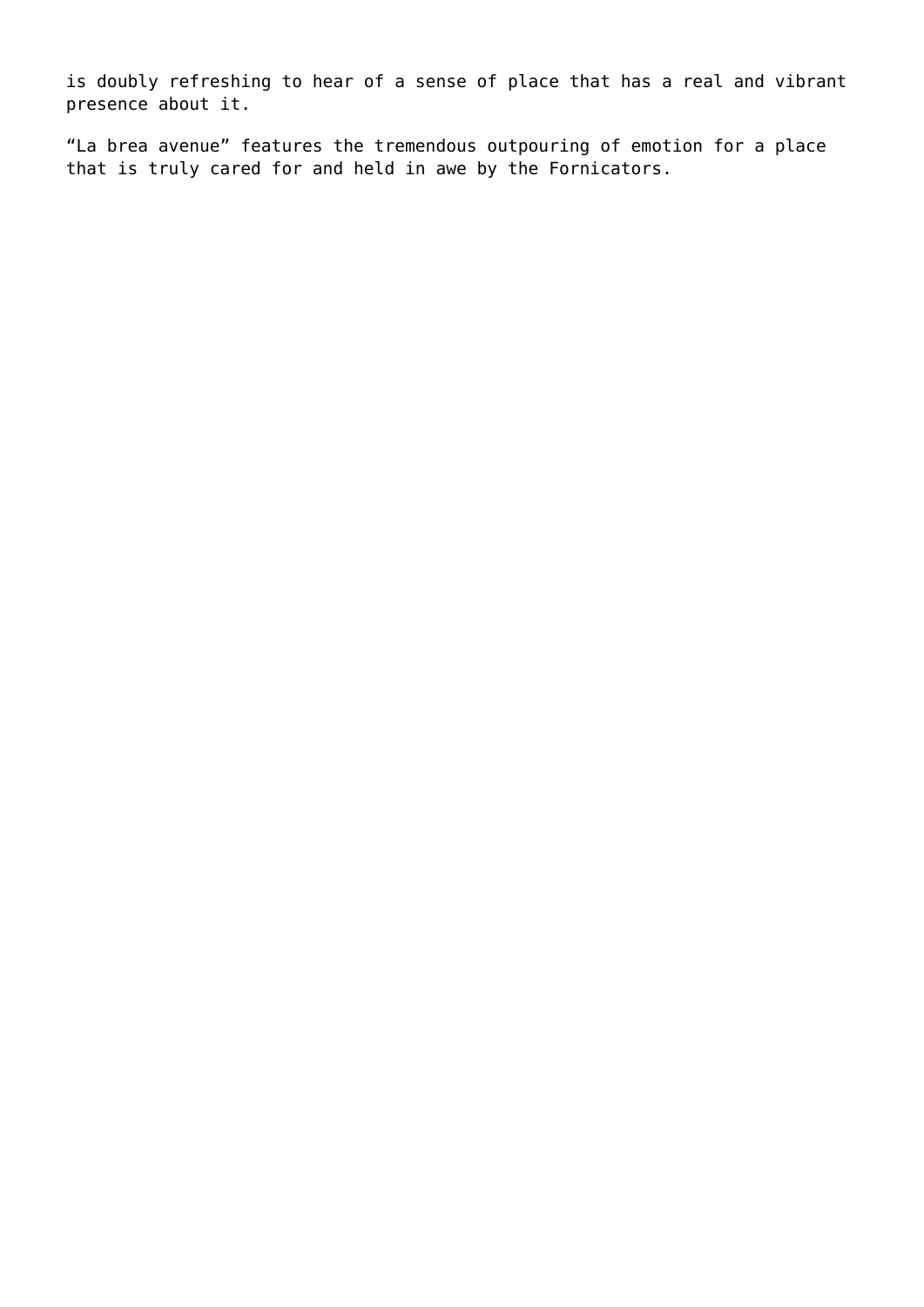is doubly refreshing to hear of a sense of place that has a real and vibrant presence about it.

“La brea avenue” features the tremendous outpouring of emotion for a place that is truly cared for and held in awe by the Fornicators.